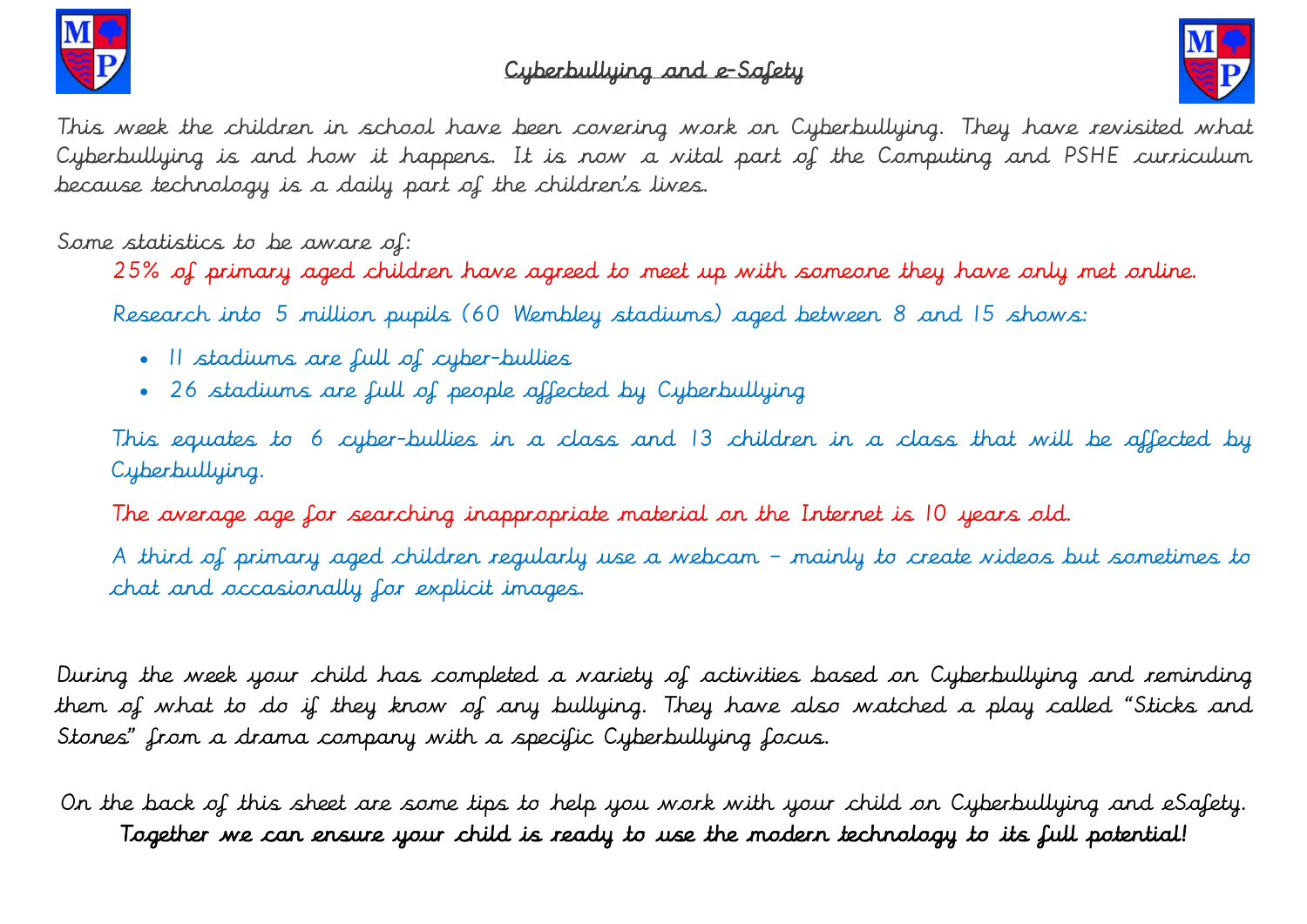# Cyberbullying and e-Safety

This week the children in school have been covering work on Cyberbullying. They have revisited what Cyberbullying is and how it happens. It is now a vital part of the Computing and PSHE curriculum because technology is a daily part of the children's lives.

Some statistics to be aware of:

> 25% of primary aged children have agreed to meet up with someone they have only met online.
>
> Research into 5 million pupils (60 Wembley stadiums) aged between 8 and 15 shows:
>
> - 11 stadiums are full of cyber-bullies
> - 26 stadiums are full of people affected by Cyberbullying
>
> This equates to 6 cyber-bullies in a class and 13 children in a class that will be affected by Cyberbullying.
>
> The average age for searching inappropriate material on the Internet is 10 years old.
>
> A third of primary aged children regularly use a webcam – mainly to create videos but sometimes to chat and occasionally for explicit images.

During the week your child has completed a variety of activities based on Cyberbullying and reminding them of what to do if they know of any bullying. They have also watched a play called "Sticks and Stones" from a drama company with a specific Cyberbullying focus.

On the back of this sheet are some tips to help you work with your child on Cyberbullying and eSafety.

**Together we can ensure your child is ready to use the modern technology to its full potential!**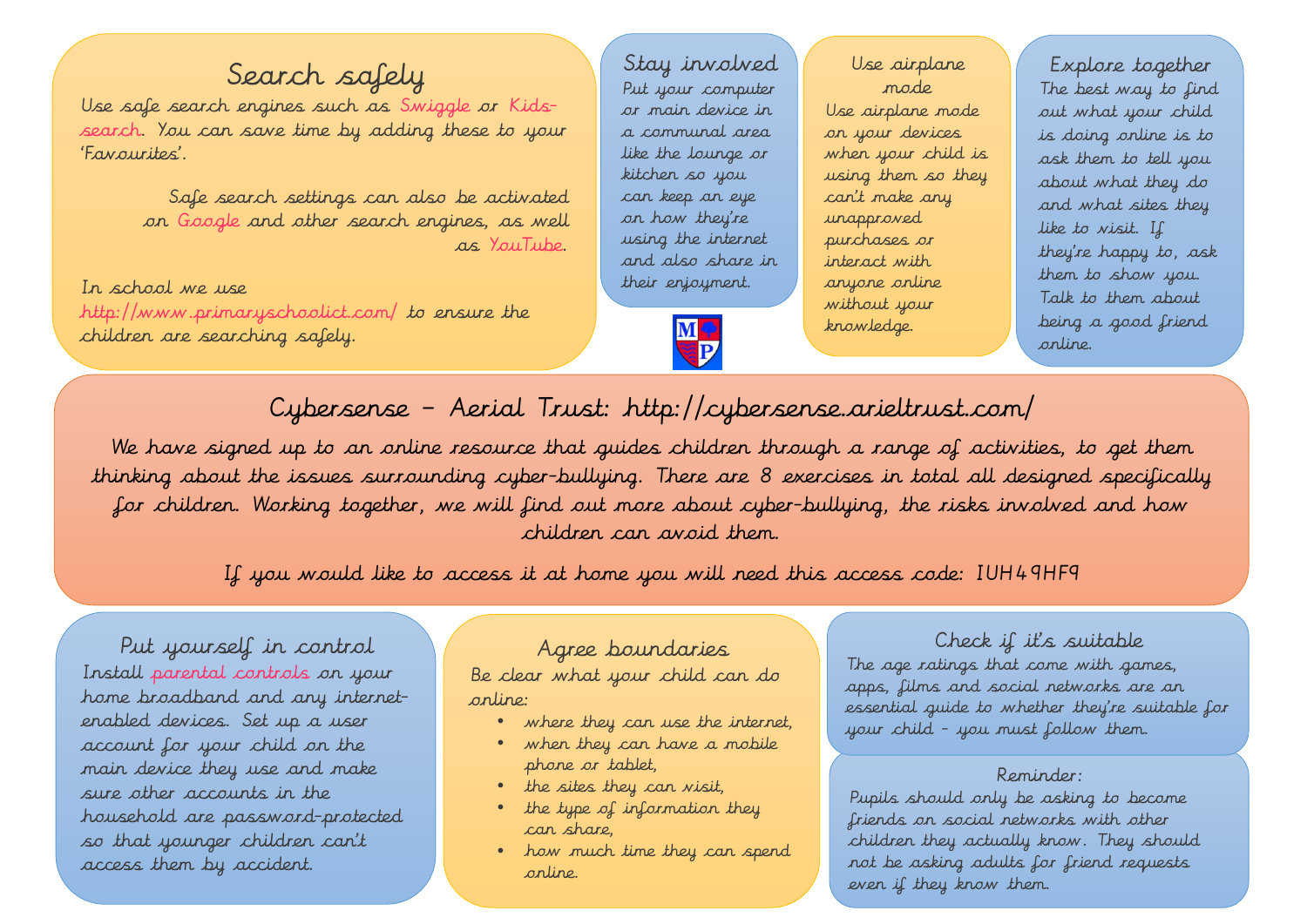## Search safely

Use safe search engines such as Swiggle or Kids-search. You can save time by adding these to your 'Favourites'.

Safe search settings can also be activated on Google and other search engines, as well as YouTube.

In school we use http://www.primaryschoolict.com/ to ensure the children are searching safely.

## Stay involved

Put your computer or main device in a communal area like the lounge or kitchen so you can keep an eye on how they're using the internet and also share in their enjoyment.

## Use airplane mode

Use airplane mode on your devices when your child is using them so they can't make any unapproved purchases or interact with anyone online without your knowledge.

## Explore together

The best way to find out what your child is doing online is to ask them to tell you about what they do and what sites they like to visit. If they're happy to, ask them to show you. Talk to them about being a good friend online.

## Cybersense – Aerial Trust: http://cybersense.arieltrust.com/

We have signed up to an online resource that guides children through a range of activities, to get them thinking about the issues surrounding cyber-bullying. There are 8 exercises in total all designed specifically for children. Working together, we will find out more about cyber-bullying, the risks involved and how children can avoid them.

If you would like to access it at home you will need this access code: IUH49HF9

## Put yourself in control

Install parental controls on your home broadband and any internet-enabled devices. Set up a user account for your child on the main device they use and make sure other accounts in the household are password-protected so that younger children can't access them by accident.

## Agree boundaries

Be clear what your child can do online:

- where they can use the internet,
- when they can have a mobile phone or tablet,
- the sites they can visit,
- the type of information they can share,
- how much time they can spend online.

## Check if it's suitable

The age ratings that come with games, apps, films and social networks are an essential guide to whether they're suitable for your child – you must follow them.

## Reminder:

Pupils should only be asking to become friends on social networks with other children they actually know. They should not be asking adults for friend requests even if they know them.